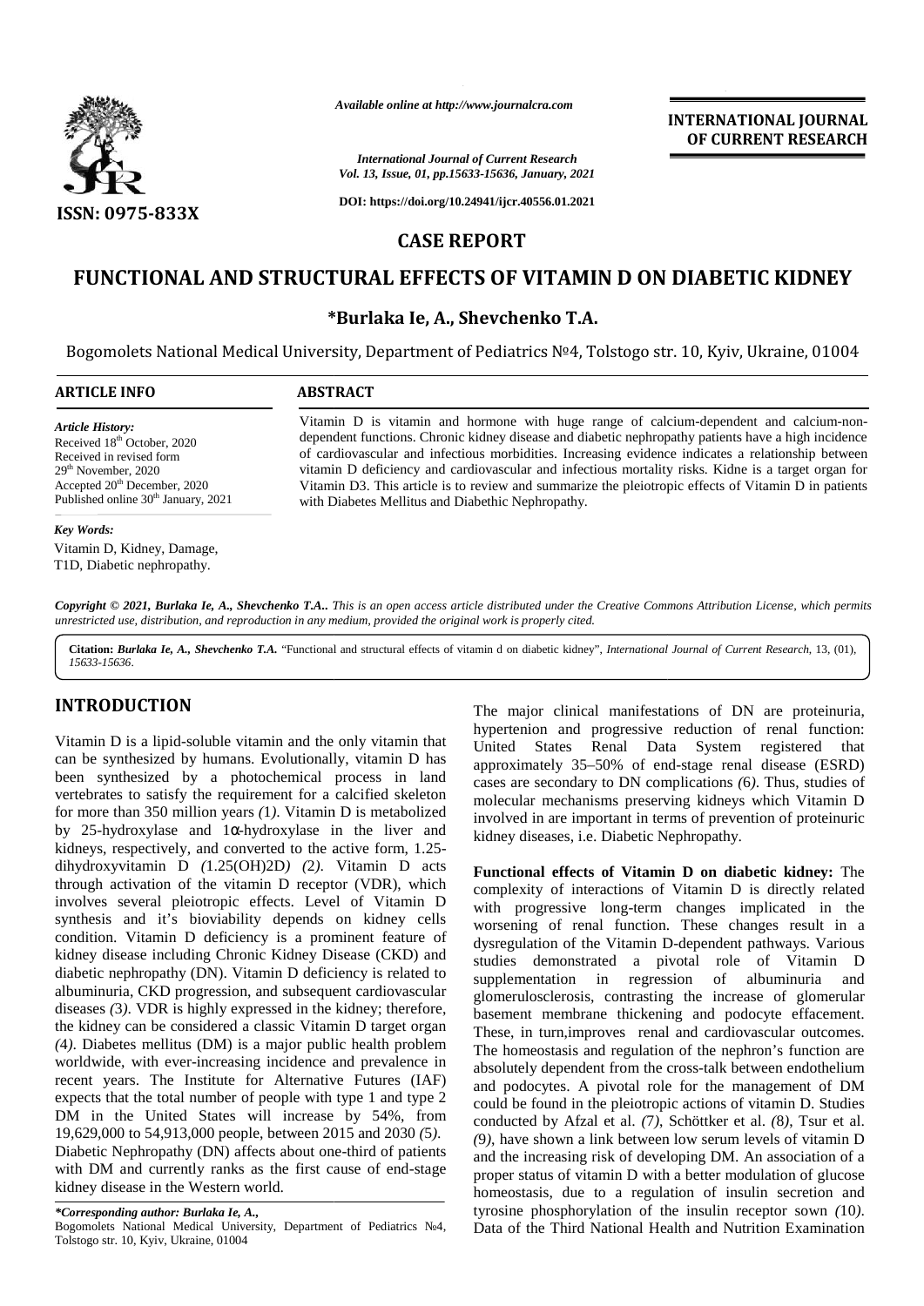*Available online at http://www.journalcra.com*

**INTERNATIONAL JOURNAL OF CURRENT RESEARCH**

*International Journal of Current Research*
*Vol. 13, Issue, 01, pp.15633-15636, January, 2021*

**DOI: https://doi.org/10.24941/ijcr.40556.01.2021**

**ISSN: 0975-833X**

## CASE REPORT

# FUNCTIONAL AND STRUCTURAL EFFECTS OF VITAMIN D ON DIABETIC KIDNEY

**\*Burlaka Ie, A., Shevchenko T.A.**

Bogomolets National Medical University, Department of Pediatrics №4, Tolstogo str. 10, Kyiv, Ukraine, 01004

### ARTICLE INFO

*Article History:*
Received 18[th] October, 2020
Received in revised form
29[th] November, 2020
Accepted 20[th] December, 2020
Published online 30[th] January, 2021

*Key Words:*
Vitamin D, Kidney, Damage, T1D, Diabetic nephropathy.

### ABSTRACT

Vitamin D is vitamin and hormone with huge range of calcium-dependent and calcium-non-dependent functions. Chronic kidney disease and diabetic nephropathy patients have a high incidence of cardiovascular and infectious morbidities. Increasing evidence indicates a relationship between vitamin D deficiency and cardiovascular and infectious mortality risks. Kidne is a target organ for Vitamin D3. This article is to review and summarize the pleiotropic effects of Vitamin D in patients with Diabetes Mellitus and Diabethic Nephropathy.

***Copyright © 2021, Burlaka Ie, A., Shevchenko T.A..*** *This is an open access article distributed under the Creative Commons Attribution License, which permits unrestricted use, distribution, and reproduction in any medium, provided the original work is properly cited.*

**Citation:** ***Burlaka Ie, A., Shevchenko T.A.*** "Functional and structural effects of vitamin d on diabetic kidney", *International Journal of Current Research*, 13, (01), 15633-15636.

## INTRODUCTION

Vitamin D is a lipid-soluble vitamin and the only vitamin that can be synthesized by humans. Evolutionally, vitamin D has been synthesized by a photochemical process in land vertebrates to satisfy the requirement for a calcified skeleton for more than 350 million years *(*1*)*. Vitamin D is metabolized by 25-hydroxylase and 1α-hydroxylase in the liver and kidneys, respectively, and converted to the active form, 1.25-dihydroxyvitamin D *(*1.25(OH)2D*) (*2*)*. Vitamin D acts through activation of the vitamin D receptor (VDR), which involves several pleiotropic effects. Level of Vitamin D synthesis and it's bioviability depends on kidney cells condition. Vitamin D deficiency is a prominent feature of kidney disease including Chronic Kidney Disease (CKD) and diabetic nephropathy (DN). Vitamin D deficiency is related to albuminuria, CKD progression, and subsequent cardiovascular diseases *(*3*)*. VDR is highly expressed in the kidney; therefore, the kidney can be considered a classic Vitamin D target organ *(*4*)*. Diabetes mellitus (DM) is a major public health problem worldwide, with ever-increasing incidence and prevalence in recent years. The Institute for Alternative Futures (IAF) expects that the total number of people with type 1 and type 2 DM in the United States will increase by 54%, from 19,629,000 to 54,913,000 people, between 2015 and 2030 *(*5*)*. Diabetic Nephropathy (DN) affects about one-third of patients with DM and currently ranks as the first cause of end-stage kidney disease in the Western world.

The major clinical manifestations of DN are proteinuria, hypertenion and progressive reduction of renal function: United States Renal Data System registered that approximately 35–50% of end-stage renal disease (ESRD) cases are secondary to DN complications *(*6*)*. Thus, studies of molecular mechanisms preserving kidneys which Vitamin D involved in are important in terms of prevention of proteinuric kidney diseases, i.e. Diabetic Nephropathy.

**Functional effects of Vitamin D on diabetic kidney:** The complexity of interactions of Vitamin D is directly related with progressive long-term changes implicated in the worsening of renal function. These changes result in a dysregulation of the Vitamin D-dependent pathways. Various studies demonstrated a pivotal role of Vitamin D supplementation in regression of albuminuria and glomerulosclerosis, contrasting the increase of glomerular basement membrane thickening and podocyte effacement. These, in turn,improves renal and cardiovascular outcomes. The homeostasis and regulation of the nephron's function are absolutely dependent from the cross-talk between endothelium and podocytes. A pivotal role for the management of DM could be found in the pleiotropic actions of vitamin D. Studies conducted by Afzal et al. *(*7*)*, Schöttker et al. *(*8*)*, Tsur et al. *(*9*)*, have shown a link between low serum levels of vitamin D and the increasing risk of developing DM. An association of a proper status of vitamin D with a better modulation of glucose homeostasis, due to a regulation of insulin secretion and tyrosine phosphorylation of the insulin receptor sown *(*10*)*. Data of the Third National Health and Nutrition Examination

*\*Corresponding author: Burlaka Ie, A.,*
Bogomolets National Medical University, Department of Pediatrics №4, Tolstogo str. 10, Kyiv, Ukraine, 01004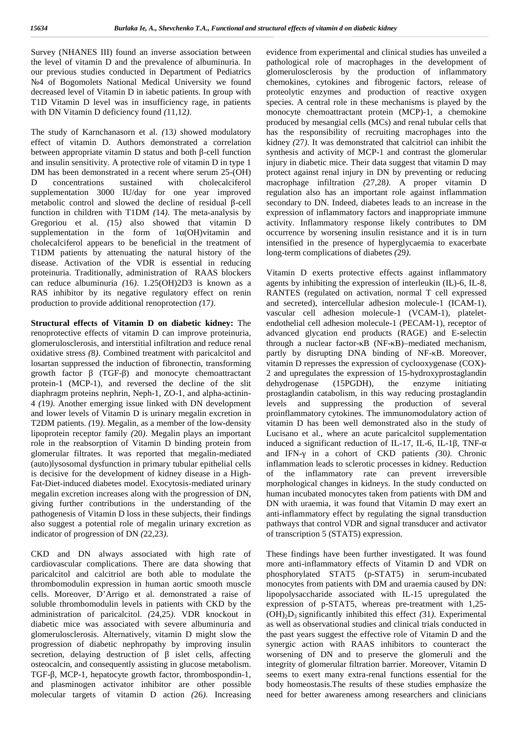Survey (NHANES III) found an inverse association between the level of vitamin D and the prevalence of albuminuria. In our previous studies conducted in Department of Pediatrics №4 of Bogomolets National Medical University we found decreased level of Vitamin D in iabetic patients. In group with T1D Vitamin D level was in insufficiency rage, in patients with DN Vitamin D deficiency found *(*11,12*)*.

The study of Karnchanasorn et al. *(*13*)* showed modulatory effect of vitamin D. Authors demonstrated a correlation between appropriate vitamin D status and both β-cell function and insulin sensitivity. A protective role of vitamin D in type 1 DM has been demonstrated in a recent where serum 25-(OH) D concentrations sustained with cholecalciferol supplementation 3000 IU/day for one year improved metabolic control and slowed the decline of residual β-cell function in children with T1DM *(*14*)*. The meta-analysis by Gregoriou et al. *(*15*)* also showed that vitamin D supplementation in the form of 1α(OH)vitamin and cholecalciferol appears to be beneficial in the treatment of T1DM patients by attenuating the natural history of the disease. Activation of the VDR is essential in reducing proteinuria. Traditionally, administration of RAAS blockers can reduce albuminuria *(*16*)*. 1.25(OH)2D3 is known as a RAS inhibitor by its negative regulatory effect on renin production to provide additional renoprotection *(*17*)*.

**Structural effects of Vitamin D on diabetic kidney:** The renoprotective effects of vitamin D can improve proteinuria, glomerulosclerosis, and interstitial infiltration and reduce renal oxidative stress *(*8*)*. Combined treatment with paricalcitol and losartan suppressed the induction of fibronectin, transforming growth factor β (TGF-β) and monocyte chemoattractant protein-1 (MCP-1), and reversed the decline of the slit diaphragm proteins nephrin, Neph-1, ZO-1, and alpha-actinin-4 *(*19*)*. Another emerging issue linked with DN development and lower levels of Vitamin D is urinary megalin excretion in T2DM patients. *(*19*)*. Megalin, as a member of the low-density lipoprotein receptor family *(*20*)*. Megalin plays an important role in the reabsorption of Vitamin D binding protein from glomerular filtrates. It was reported that megalin-mediated (auto)lysosomal dysfunction in primary tubular epithelial cells is decisive for the development of kidney disease in a High-Fat-Diet-induced diabetes model. Exocytosis-mediated urinary megalin excretion increases along with the progression of DN, giving further contributions in the understanding of the pathogenesis of Vitamin D loss in these subjects, their findings also suggest a potential role of megalin urinary excretion as indicator of progression of DN *(*22,23*)*.

CKD and DN always associated with high rate of cardiovascular complications. There are data showing that paricalcitol and calcitriol are both able to modulate the thrombomodulin expression in human aortic smooth muscle cells. Moreover, D'Arrigo et al. demonstrated a raise of soluble thrombomodulin levels in patients with CKD by the administration of paricalcitol. *(*24,25*)*. VDR knockout in diabetic mice was associated with severe albuminuria and glomerulosclerosis. Alternatively, vitamin D might slow the progression of diabetic nephropathy by improving insulin secretion, delaying destruction of β islet cells, affecting osteocalcin, and consequently assisting in glucose metabolism. TGF-β, MCP-1, hepatocyte growth factor, thrombospondin-1, and plasminogen activator inhibitor are other possible molecular targets of vitamin D action *(*26*)*. Increasing evidence from experimental and clinical studies has unveiled a pathological role of macrophages in the development of glomerulosclerosis by the production of inflammatory chemokines, cytokines and fibrogenic factors, release of proteolytic enzymes and production of reactive oxygen species. A central role in these mechanisms is played by the monocyte chemoattractant protein (MCP)-1, a chemokine produced by mesangial cells (MCs) and renal tubular cells that has the responsibility of recruiting macrophages into the kidney *(*27*)*. It was demonstrated that calcitriol can inhibit the synthesis and activity of MCP-1 and contrast the glomerular injury in diabetic mice. Their data suggest that vitamin D may protect against renal injury in DN by preventing or reducing macrophage infiltration *(*27,28*)*. A proper vitamin D regulation also has an important role against inflammation secondary to DN. Indeed, diabetes leads to an increase in the expression of inflammatory factors and inappropriate immune activity. Inflammatory response likely contributes to DM occurrence by worsening insulin resistance and it is in turn intensified in the presence of hyperglycaemia to exacerbate long-term complications of diabetes *(*29*)*.

Vitamin D exerts protective effects against inflammatory agents by inhibiting the expression of interleukin (IL)-6, IL-8, RANTES (regulated on activation, normal T cell expressed and secreted), intercellular adhesion molecule-1 (ICAM-1), vascular cell adhesion molecule-1 (VCAM-1), platelet-endothelial cell adhesion molecule-1 (PECAM-1), receptor of advanced glycation end products (RAGE) and E-selectin through a nuclear factor-κB (NF-κB)–mediated mechanism, partly by disrupting DNA binding of NF-κB. Moreover, vitamin D represses the expression of cyclooxygenase (COX)-2 and upregulates the expression of 15-hydroxyprostaglandin dehydrogenase (15PGDH), the enzyme initiating prostaglandin catabolism, in this way reducing prostaglandin levels and suppressing the production of several proinflammatory cytokines. The immunomodulatory action of vitamin D has been well demonstrated also in the study of Lucisano et al., where an acute paricalcitol supplementation induced a significant reduction of IL-17, IL-6, IL-1β, TNF-α and IFN-γ in a cohort of CKD patients *(*30*)*. Chronic inflammation leads to sclerotic processes in kidney. Reduction of the inflammatory rate can prevent irreversible morphological changes in kidneys. In the study conducted on human incubated monocytes taken from patients with DM and DN with uraemia, it was found that Vitamin D may exert an anti-inflammatory effect by regulating the signal transduction pathways that control VDR and signal transducer and activator of transcription 5 (STAT5) expression.

These findings have been further investigated. It was found more anti-inflammatory effects of Vitamin D and VDR on phosphorylated STAT5 (p-STAT5) in serum-incubated monocytes from patients with DM and uraemia caused by DN: lipopolysaccharide associated with IL-15 upregulated the expression of p-STAT5, whereas pre-treatment with 1,25-$(OH)_2D_3$ significantly inhibited this effect *(*31*)*. Experimental as well as observational studies and clinical trials conducted in the past years suggest the effective role of Vitamin D and the synergic action with RAAS inhibitors to counteract the worsening of DN and to preserve the glomeruli and the integrity of glomerular filtration barrier. Moreover, Vitamin D seems to exert many extra-renal functions essential for the body homeostasis.The results of these studies emphasize the need for better awareness among researchers and clinicians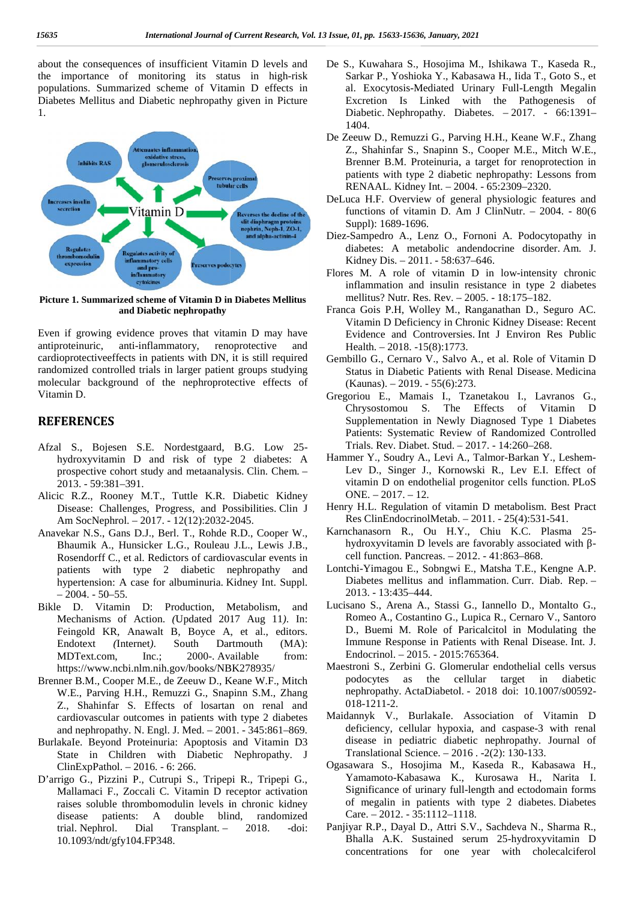about the consequences of insufficient Vitamin D levels and the importance of monitoring its status in high-risk populations. Summarized scheme of Vitamin D effects in Diabetes Mellitus and Diabetic nephropathy given in Picture 1.

**Picture 1. Summarized scheme of Vitamin D in Diabetes Mellitus and Diabetic nephropathy**

Even if growing evidence proves that vitamin D may have antiproteinuric, anti-inflammatory, renoprotective and cardioprotectiveeffects in patients with DN, it is still required randomized controlled trials in larger patient groups studying molecular background of the nephroprotective effects of Vitamin D.

## REFERENCES

- Afzal S., Bojesen S.E. Nordestgaard, B.G. Low 25-hydroxyvitamin D and risk of type 2 diabetes: A prospective cohort study and metaanalysis. Clin. Chem. – 2013. - 59:381–391.
- Alicic R.Z., Rooney M.T., Tuttle K.R. Diabetic Kidney Disease: Challenges, Progress, and Possibilities. Clin J Am SocNephrol. – 2017. - 12(12):2032-2045.
- Anavekar N.S., Gans D.J., Berl. T., Rohde R.D., Cooper W., Bhaumik A., Hunsicker L.G., Rouleau J.L., Lewis J.B., Rosendorff C., et al. Redictors of cardiovascular events in patients with type 2 diabetic nephropathy and hypertension: A case for albuminuria. Kidney Int. Suppl. – 2004. - 50–55.
- Bikle D. Vitamin D: Production, Metabolism, and Mechanisms of Action. *(*Updated 2017 Aug 11*)*. In: Feingold KR, Anawalt B, Boyce A, et al., editors. Endotext *(*Internet*)*. South Dartmouth (MA): MDText.com, Inc.; 2000-. Available from: https://www.ncbi.nlm.nih.gov/books/NBK278935/
- Brenner B.M., Cooper M.E., de Zeeuw D., Keane W.F., Mitch W.E., Parving H.H., Remuzzi G., Snapinn S.M., Zhang Z., Shahinfar S. Effects of losartan on renal and cardiovascular outcomes in patients with type 2 diabetes and nephropathy. N. Engl. J. Med. – 2001. - 345:861–869.
- BurlakaIe. Beyond Proteinuria: Apoptosis and Vitamin D3 State in Children with Diabetic Nephropathy. J ClinExpPathol. – 2016. - 6: 266.
- D'arrigo G., Pizzini P., Cutrupi S., Tripepi R., Tripepi G., Mallamaci F., Zoccali C. Vitamin D receptor activation raises soluble thrombomodulin levels in chronic kidney disease patients: A double blind, randomized trial. Nephrol. Dial Transplant. – 2018. -doi: 10.1093/ndt/gfy104.FP348.
- De S., Kuwahara S., Hosojima M., Ishikawa T., Kaseda R., Sarkar P., Yoshioka Y., Kabasawa H., Iida T., Goto S., et al. Exocytosis-Mediated Urinary Full-Length Megalin Excretion Is Linked with the Pathogenesis of Diabetic. Nephropathy. Diabetes. – 2017. - 66:1391–1404.
- De Zeeuw D., Remuzzi G., Parving H.H., Keane W.F., Zhang Z., Shahinfar S., Snapinn S., Cooper M.E., Mitch W.E., Brenner B.M. Proteinuria, a target for renoprotection in patients with type 2 diabetic nephropathy: Lessons from RENAAL. Kidney Int. – 2004. - 65:2309–2320.
- DeLuca H.F. Overview of general physiologic features and functions of vitamin D. Am J ClinNutr. – 2004. - 80(6 Suppl): 1689-1696.
- Diez-Sampedro A., Lenz O., Fornoni A. Podocytopathy in diabetes: A metabolic andendocrine disorder. Am. J. Kidney Dis. – 2011. - 58:637–646.
- Flores M. A role of vitamin D in low-intensity chronic inflammation and insulin resistance in type 2 diabetes mellitus? Nutr. Res. Rev. – 2005. - 18:175–182.
- Franca Gois P.H, Wolley M., Ranganathan D., Seguro AC. Vitamin D Deficiency in Chronic Kidney Disease: Recent Evidence and Controversies. Int J Environ Res Public Health. – 2018. -15(8):1773.
- Gembillo G., Cernaro V., Salvo A., et al. Role of Vitamin D Status in Diabetic Patients with Renal Disease. Medicina (Kaunas). – 2019. - 55(6):273.
- Gregoriou E., Mamais I., Tzanetakou I., Lavranos G., Chrysostomou S. The Effects of Vitamin D Supplementation in Newly Diagnosed Type 1 Diabetes Patients: Systematic Review of Randomized Controlled Trials. Rev. Diabet. Stud. – 2017. - 14:260–268.
- Hammer Y., Soudry A., Levi A., Talmor-Barkan Y., Leshem-Lev D., Singer J., Kornowski R., Lev E.I. Effect of vitamin D on endothelial progenitor cells function. PLoS ONE. – 2017. – 12.
- Henry H.L. Regulation of vitamin D metabolism. Best Pract Res ClinEndocrinolMetab. – 2011. - 25(4):531-541.
- Karnchanasorn R., Ou H.Y., Chiu K.C. Plasma 25-hydroxyvitamin D levels are favorably associated with β-cell function. Pancreas. – 2012. - 41:863–868.
- Lontchi-Yimagou E., Sobngwi E., Matsha T.E., Kengne A.P. Diabetes mellitus and inflammation. Curr. Diab. Rep. – 2013. - 13:435–444.
- Lucisano S., Arena A., Stassi G., Iannello D., Montalto G., Romeo A., Costantino G., Lupica R., Cernaro V., Santoro D., Buemi M. Role of Paricalcitol in Modulating the Immune Response in Patients with Renal Disease. Int. J. Endocrinol. – 2015. - 2015:765364.
- Maestroni S., Zerbini G. Glomerular endothelial cells versus podocytes as the cellular target in diabetic nephropathy. ActaDiabetol. - 2018 doi: 10.1007/s00592-018-1211-2.
- Maidannyk V., BurlakaIe. Association of Vitamin D deficiency, cellular hypoxia, and caspase-3 with renal disease in pediatric diabetic nephropathy. Journal of Translational Science. – 2016 . -2(2): 130-133.
- Ogasawara S., Hosojima M., Kaseda R., Kabasawa H., Yamamoto-Kabasawa K., Kurosawa H., Narita I. Significance of urinary full-length and ectodomain forms of megalin in patients with type 2 diabetes. Diabetes Care. – 2012. - 35:1112–1118.
- Panjiyar R.P., Dayal D., Attri S.V., Sachdeva N., Sharma R., Bhalla A.K. Sustained serum 25-hydroxyvitamin D concentrations for one year with cholecalciferol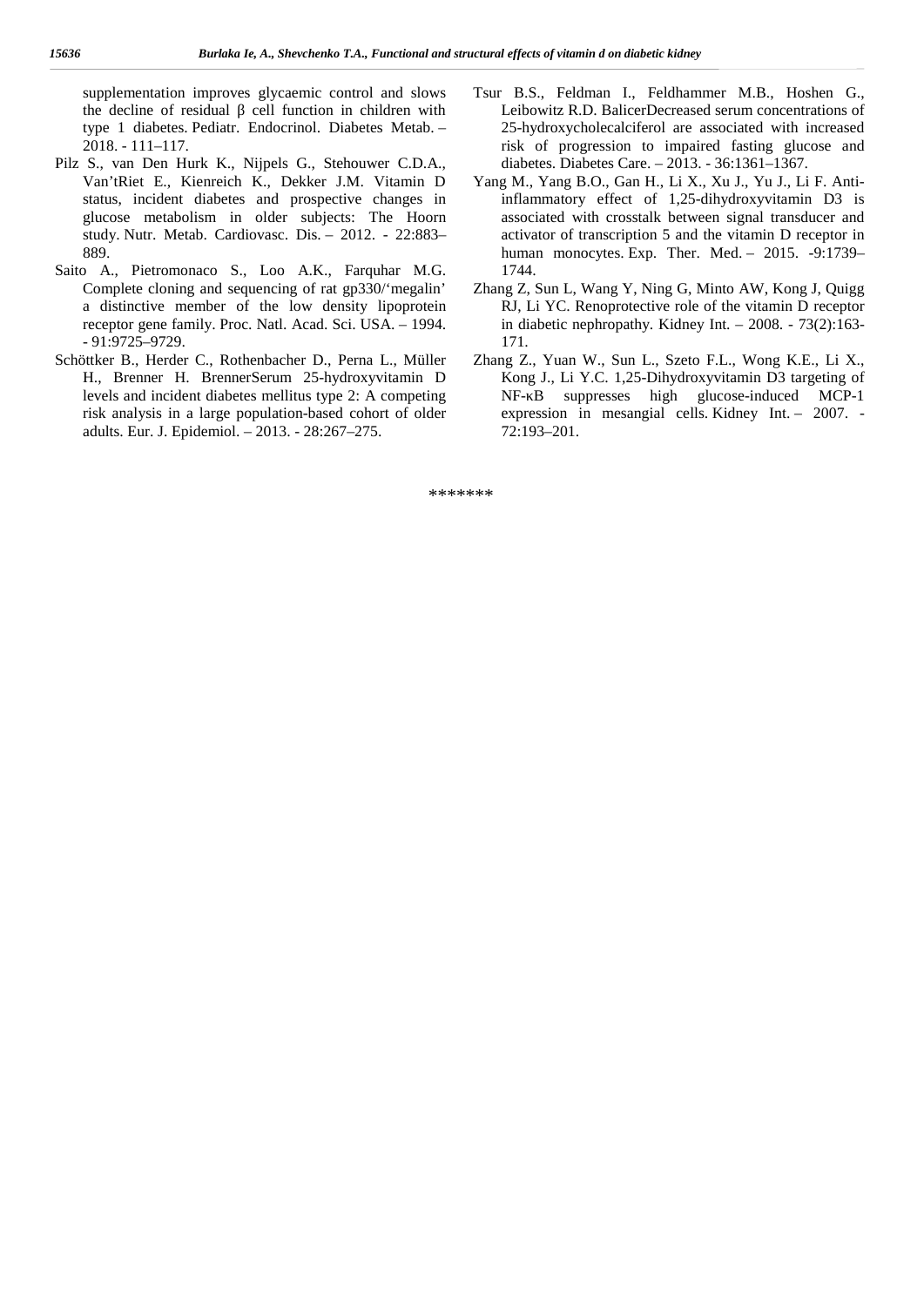supplementation improves glycaemic control and slows the decline of residual β cell function in children with type 1 diabetes. Pediatr. Endocrinol. Diabetes Metab. – 2018. - 111–117.

Pilz S., van Den Hurk K., Nijpels G., Stehouwer C.D.A., Van'tRiet E., Kienreich K., Dekker J.M. Vitamin D status, incident diabetes and prospective changes in glucose metabolism in older subjects: The Hoorn study. Nutr. Metab. Cardiovasc. Dis. – 2012. - 22:883–889.

Saito A., Pietromonaco S., Loo A.K., Farquhar M.G. Complete cloning and sequencing of rat gp330/'megalin' a distinctive member of the low density lipoprotein receptor gene family. Proc. Natl. Acad. Sci. USA. – 1994. - 91:9725–9729.

Schöttker B., Herder C., Rothenbacher D., Perna L., Müller H., Brenner H. BrennerSerum 25-hydroxyvitamin D levels and incident diabetes mellitus type 2: A competing risk analysis in a large population-based cohort of older adults. Eur. J. Epidemiol. – 2013. - 28:267–275.

Tsur B.S., Feldman I., Feldhammer M.B., Hoshen G., Leibowitz R.D. BalicerDecreased serum concentrations of 25-hydroxycholecalciferol are associated with increased risk of progression to impaired fasting glucose and diabetes. Diabetes Care. – 2013. - 36:1361–1367.

Yang M., Yang B.O., Gan H., Li X., Xu J., Yu J., Li F. Anti-inflammatory effect of 1,25-dihydroxyvitamin D3 is associated with crosstalk between signal transducer and activator of transcription 5 and the vitamin D receptor in human monocytes. Exp. Ther. Med. – 2015. -9:1739–1744.

Zhang Z, Sun L, Wang Y, Ning G, Minto AW, Kong J, Quigg RJ, Li YC. Renoprotective role of the vitamin D receptor in diabetic nephropathy. Kidney Int. – 2008. - 73(2):163-171.

Zhang Z., Yuan W., Sun L., Szeto F.L., Wong K.E., Li X., Kong J., Li Y.C. 1,25-Dihydroxyvitamin D3 targeting of NF-κB suppresses high glucose-induced MCP-1 expression in mesangial cells. Kidney Int. – 2007. - 72:193–201.

*******